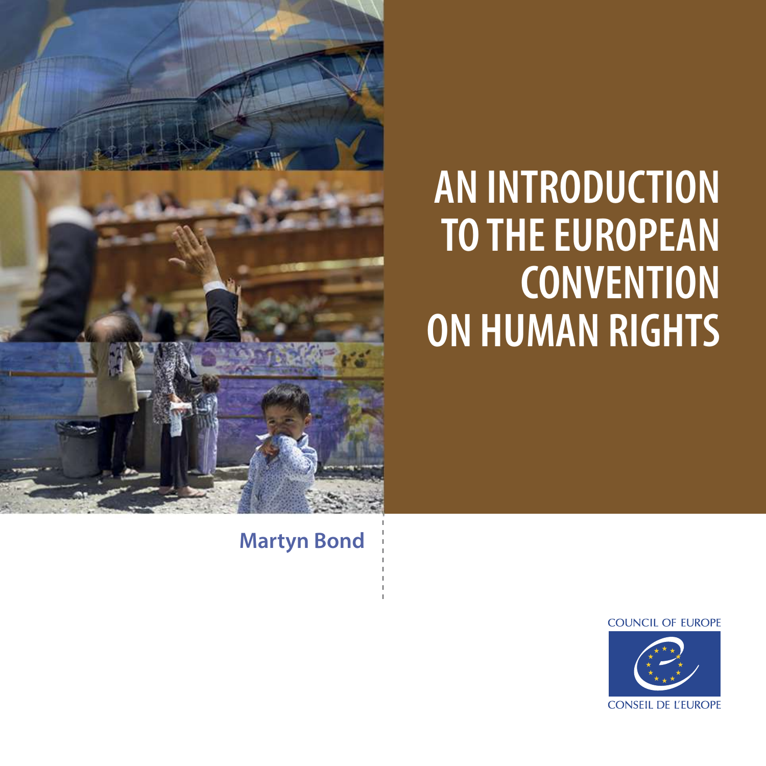# AN INTRODUCTION TO THE EUROPEAN CONVENTION ON HUMAN RIGHTS

**Martyn Bond**

COUNCIL OF EUROPE

CONSEIL DE L'EUROPE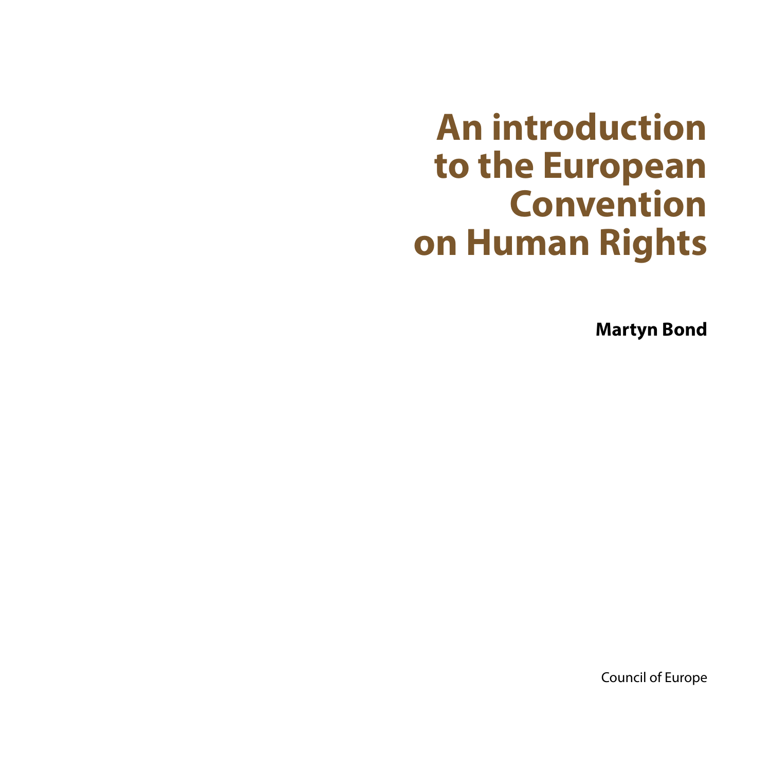# An introduction to the European Convention on Human Rights

**Martyn Bond**

Council of Europe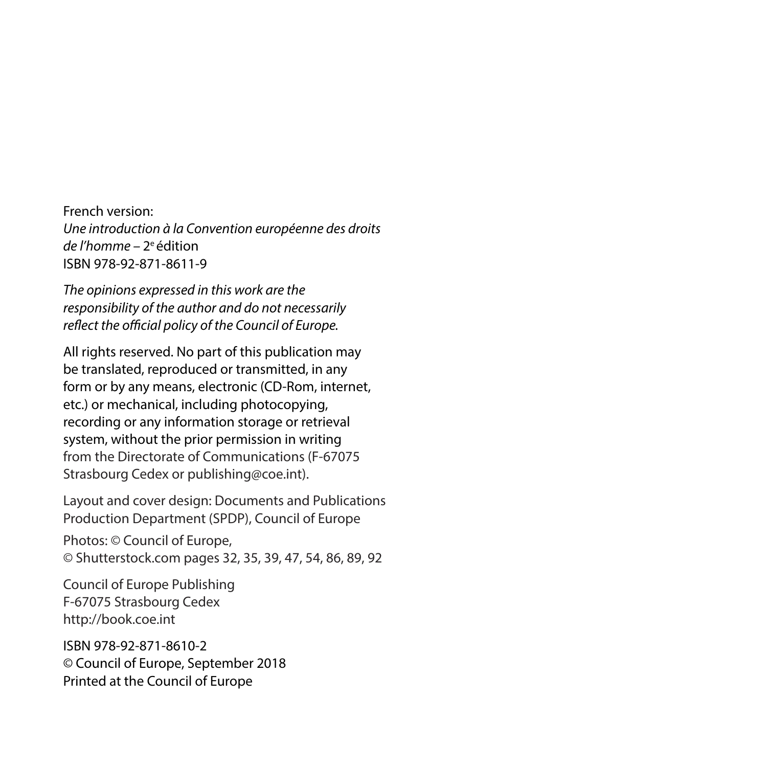French version:
*Une introduction à la Convention européenne des droits de l'homme* – 2e édition
ISBN 978-92-871-8611-9

*The opinions expressed in this work are the responsibility of the author and do not necessarily reflect the official policy of the Council of Europe.*

All rights reserved. No part of this publication may be translated, reproduced or transmitted, in any form or by any means, electronic (CD-Rom, internet, etc.) or mechanical, including photocopying, recording or any information storage or retrieval system, without the prior permission in writing from the Directorate of Communications (F-67075 Strasbourg Cedex or publishing@coe.int).

Layout and cover design: Documents and Publications Production Department (SPDP), Council of Europe

Photos: © Council of Europe,
© Shutterstock.com pages 32, 35, 39, 47, 54, 86, 89, 92

Council of Europe Publishing
F-67075 Strasbourg Cedex
http://book.coe.int

ISBN 978-92-871-8610-2
© Council of Europe, September 2018
Printed at the Council of Europe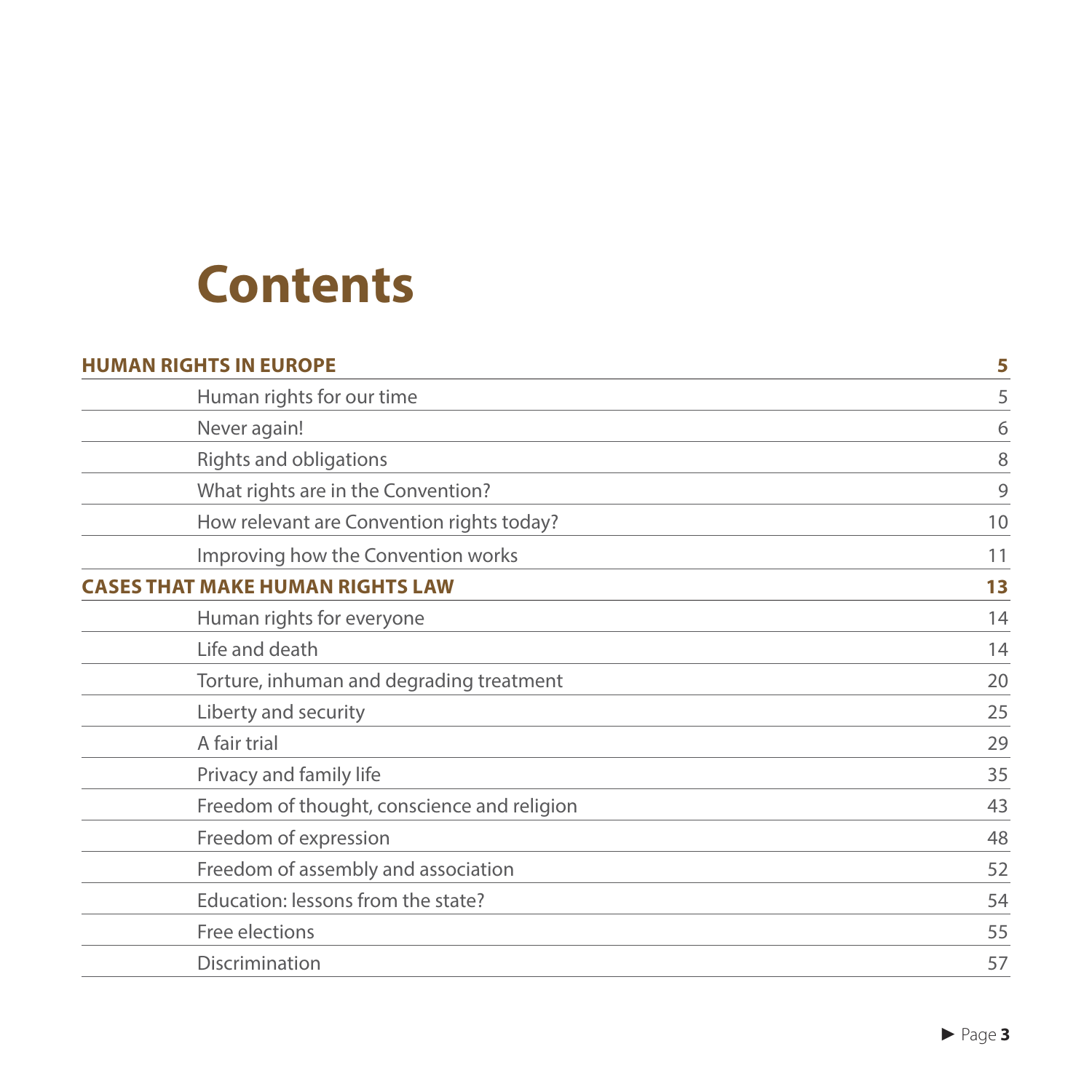# Contents

| | |
|---|---|
| **HUMAN RIGHTS IN EUROPE** | **5** |
| Human rights for our time | 5 |
| Never again! | 6 |
| Rights and obligations | 8 |
| What rights are in the Convention? | 9 |
| How relevant are Convention rights today? | 10 |
| Improving how the Convention works | 11 |
| **CASES THAT MAKE HUMAN RIGHTS LAW** | **13** |
| Human rights for everyone | 14 |
| Life and death | 14 |
| Torture, inhuman and degrading treatment | 20 |
| Liberty and security | 25 |
| A fair trial | 29 |
| Privacy and family life | 35 |
| Freedom of thought, conscience and religion | 43 |
| Freedom of expression | 48 |
| Freedom of assembly and association | 52 |
| Education: lessons from the state? | 54 |
| Free elections | 55 |
| Discrimination | 57 |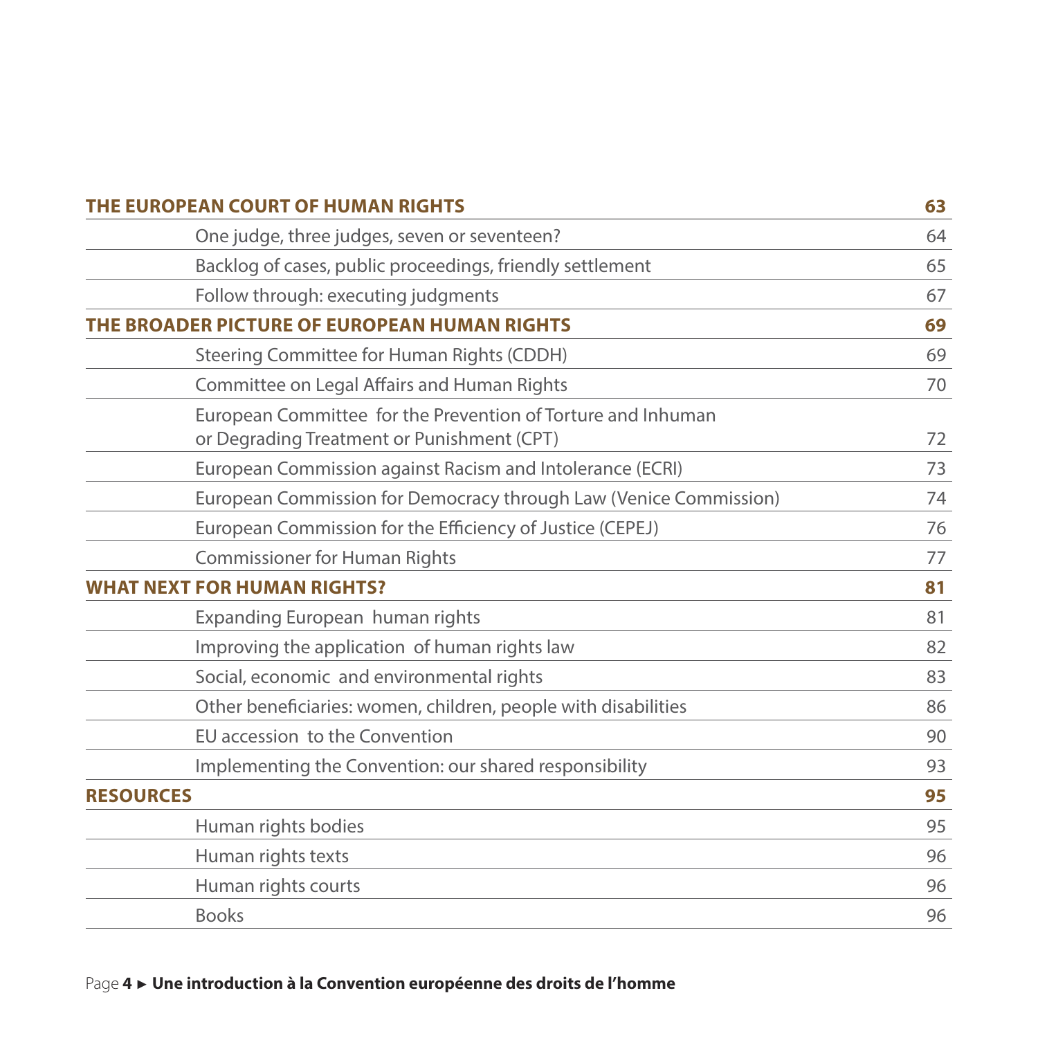| | |
|---|---|
| **THE EUROPEAN COURT OF HUMAN RIGHTS** | **63** |
| One judge, three judges, seven or seventeen? | 64 |
| Backlog of cases, public proceedings, friendly settlement | 65 |
| Follow through: executing judgments | 67 |
| **THE BROADER PICTURE OF EUROPEAN HUMAN RIGHTS** | **69** |
| Steering Committee for Human Rights (CDDH) | 69 |
| Committee on Legal Affairs and Human Rights | 70 |
| European Committee for the Prevention of Torture and Inhuman or Degrading Treatment or Punishment (CPT) | 72 |
| European Commission against Racism and Intolerance (ECRI) | 73 |
| European Commission for Democracy through Law (Venice Commission) | 74 |
| European Commission for the Efficiency of Justice (CEPEJ) | 76 |
| Commissioner for Human Rights | 77 |
| **WHAT NEXT FOR HUMAN RIGHTS?** | **81** |
| Expanding European human rights | 81 |
| Improving the application of human rights law | 82 |
| Social, economic and environmental rights | 83 |
| Other beneficiaries: women, children, people with disabilities | 86 |
| EU accession to the Convention | 90 |
| Implementing the Convention: our shared responsibility | 93 |
| **RESOURCES** | **95** |
| Human rights bodies | 95 |
| Human rights texts | 96 |
| Human rights courts | 96 |
| Books | 96 |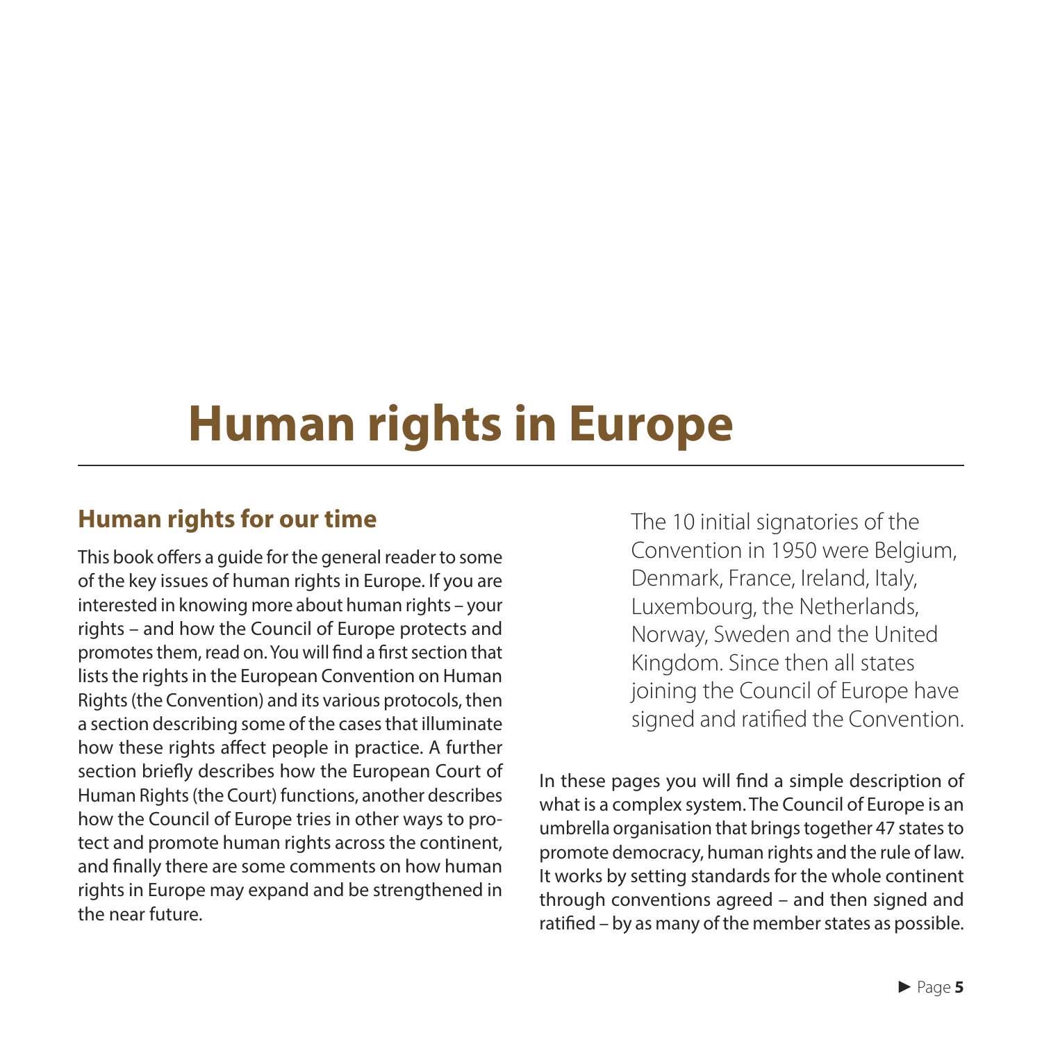# Human rights in Europe

## Human rights for our time

This book offers a guide for the general reader to some of the key issues of human rights in Europe. If you are interested in knowing more about human rights – your rights – and how the Council of Europe protects and promotes them, read on. You will find a first section that lists the rights in the European Convention on Human Rights (the Convention) and its various protocols, then a section describing some of the cases that illuminate how these rights affect people in practice. A further section briefly describes how the European Court of Human Rights (the Court) functions, another describes how the Council of Europe tries in other ways to protect and promote human rights across the continent, and finally there are some comments on how human rights in Europe may expand and be strengthened in the near future.

The 10 initial signatories of the Convention in 1950 were Belgium, Denmark, France, Ireland, Italy, Luxembourg, the Netherlands, Norway, Sweden and the United Kingdom. Since then all states joining the Council of Europe have signed and ratified the Convention.

In these pages you will find a simple description of what is a complex system. The Council of Europe is an umbrella organisation that brings together 47 states to promote democracy, human rights and the rule of law. It works by setting standards for the whole continent through conventions agreed – and then signed and ratified – by as many of the member states as possible.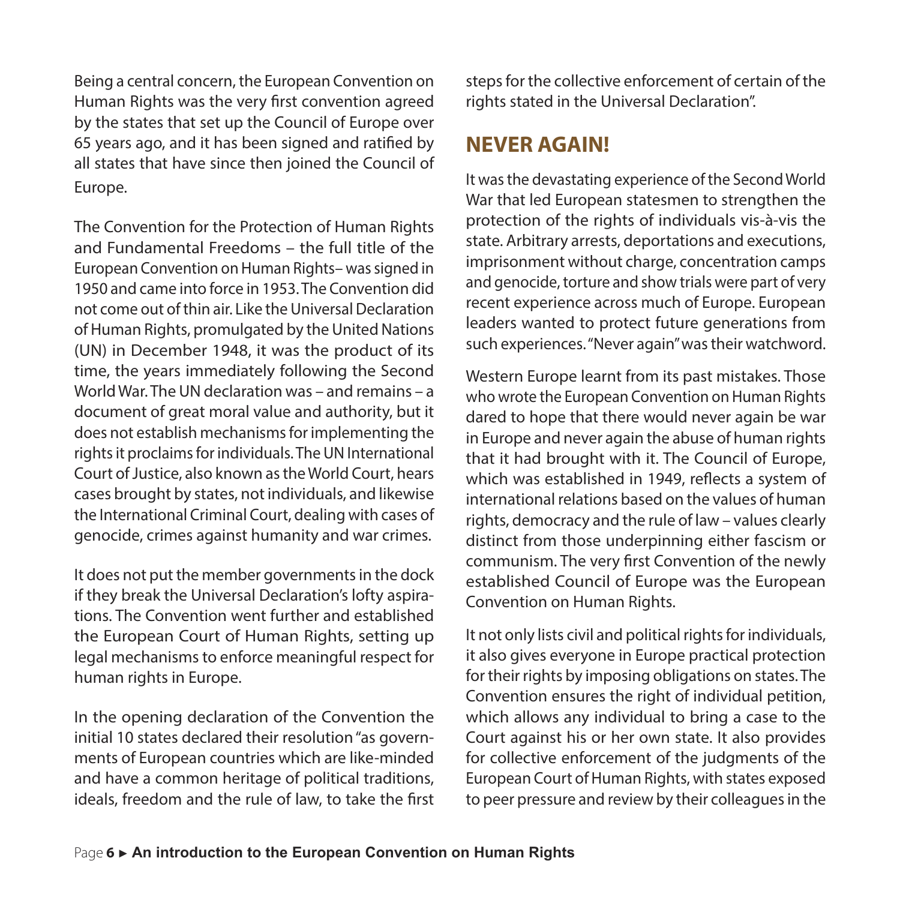Being a central concern, the European Convention on Human Rights was the very first convention agreed by the states that set up the Council of Europe over 65 years ago, and it has been signed and ratified by all states that have since then joined the Council of Europe.

The Convention for the Protection of Human Rights and Fundamental Freedoms – the full title of the European Convention on Human Rights– was signed in 1950 and came into force in 1953. The Convention did not come out of thin air. Like the Universal Declaration of Human Rights, promulgated by the United Nations (UN) in December 1948, it was the product of its time, the years immediately following the Second World War. The UN declaration was – and remains – a document of great moral value and authority, but it does not establish mechanisms for implementing the rights it proclaims for individuals. The UN International Court of Justice, also known as the World Court, hears cases brought by states, not individuals, and likewise the International Criminal Court, dealing with cases of genocide, crimes against humanity and war crimes.

It does not put the member governments in the dock if they break the Universal Declaration's lofty aspirations. The Convention went further and established the European Court of Human Rights, setting up legal mechanisms to enforce meaningful respect for human rights in Europe.

In the opening declaration of the Convention the initial 10 states declared their resolution "as governments of European countries which are like-minded and have a common heritage of political traditions, ideals, freedom and the rule of law, to take the first steps for the collective enforcement of certain of the rights stated in the Universal Declaration".

## NEVER AGAIN!

It was the devastating experience of the Second World War that led European statesmen to strengthen the protection of the rights of individuals vis-à-vis the state. Arbitrary arrests, deportations and executions, imprisonment without charge, concentration camps and genocide, torture and show trials were part of very recent experience across much of Europe. European leaders wanted to protect future generations from such experiences. "Never again" was their watchword.

Western Europe learnt from its past mistakes. Those who wrote the European Convention on Human Rights dared to hope that there would never again be war in Europe and never again the abuse of human rights that it had brought with it. The Council of Europe, which was established in 1949, reflects a system of international relations based on the values of human rights, democracy and the rule of law – values clearly distinct from those underpinning either fascism or communism. The very first Convention of the newly established Council of Europe was the European Convention on Human Rights.

It not only lists civil and political rights for individuals, it also gives everyone in Europe practical protection for their rights by imposing obligations on states. The Convention ensures the right of individual petition, which allows any individual to bring a case to the Court against his or her own state. It also provides for collective enforcement of the judgments of the European Court of Human Rights, with states exposed to peer pressure and review by their colleagues in the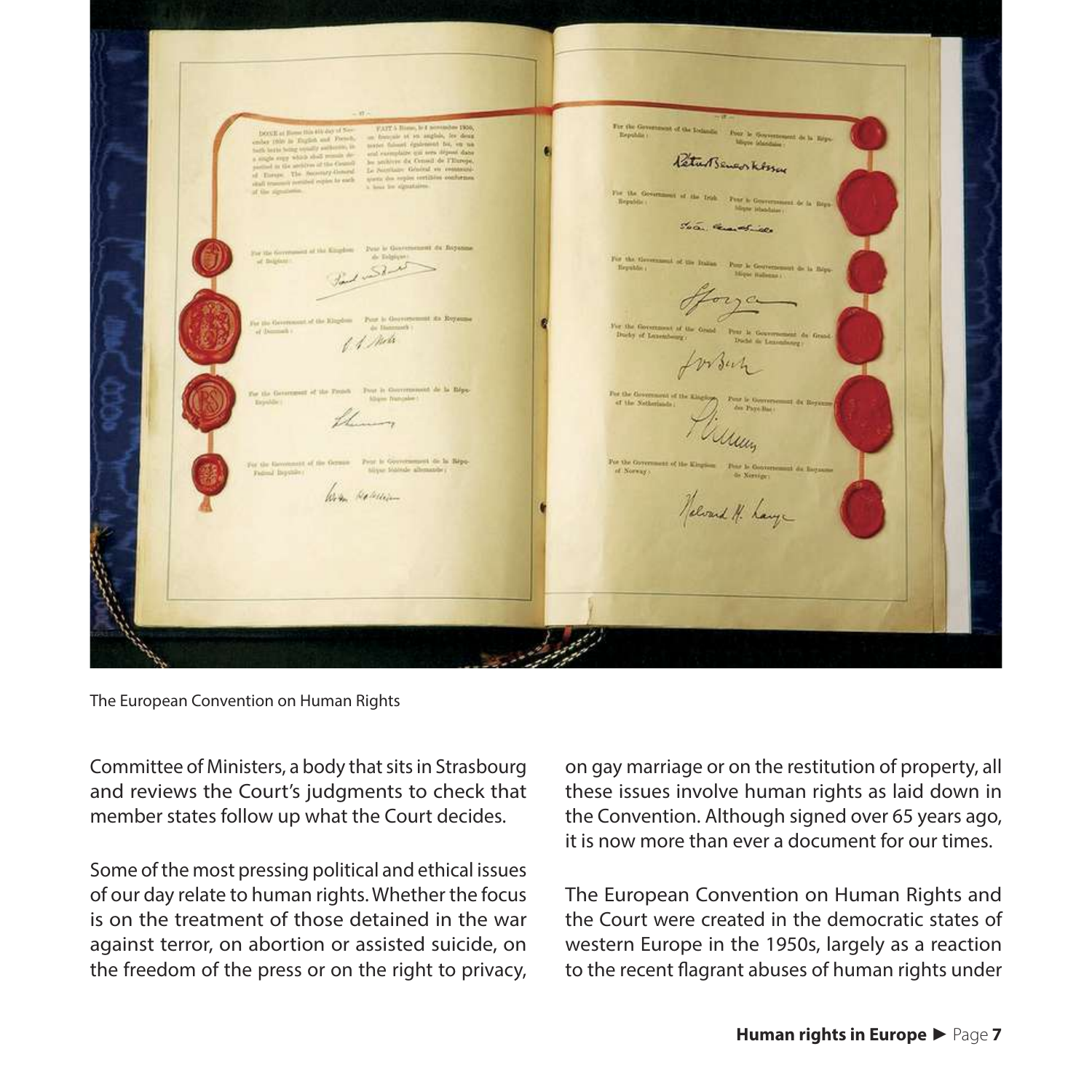The European Convention on Human Rights

Committee of Ministers, a body that sits in Strasbourg and reviews the Court's judgments to check that member states follow up what the Court decides.

Some of the most pressing political and ethical issues of our day relate to human rights. Whether the focus is on the treatment of those detained in the war against terror, on abortion or assisted suicide, on the freedom of the press or on the right to privacy, on gay marriage or on the restitution of property, all these issues involve human rights as laid down in the Convention. Although signed over 65 years ago, it is now more than ever a document for our times.

The European Convention on Human Rights and the Court were created in the democratic states of western Europe in the 1950s, largely as a reaction to the recent flagrant abuses of human rights under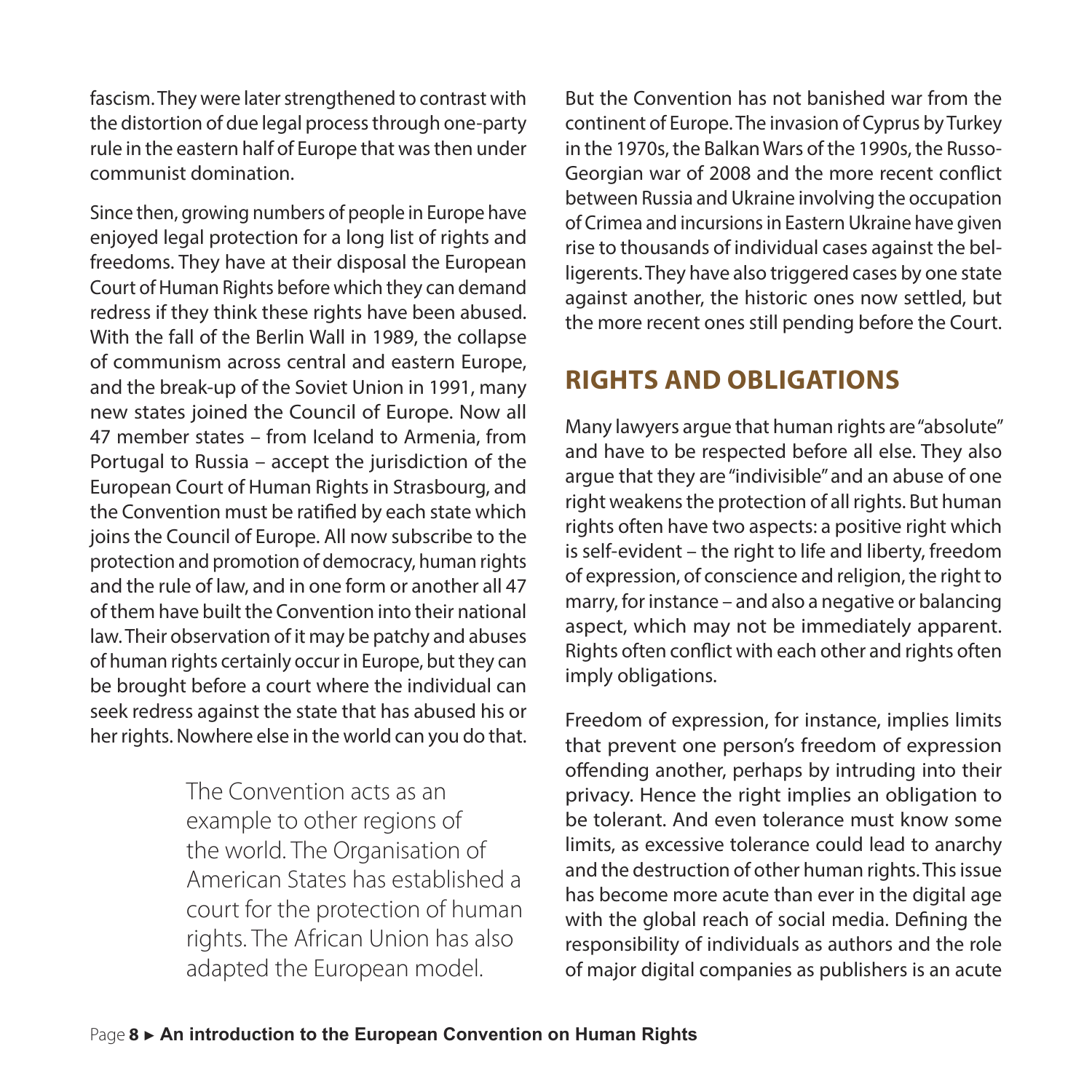fascism. They were later strengthened to contrast with the distortion of due legal process through one-party rule in the eastern half of Europe that was then under communist domination.

Since then, growing numbers of people in Europe have enjoyed legal protection for a long list of rights and freedoms. They have at their disposal the European Court of Human Rights before which they can demand redress if they think these rights have been abused. With the fall of the Berlin Wall in 1989, the collapse of communism across central and eastern Europe, and the break-up of the Soviet Union in 1991, many new states joined the Council of Europe. Now all 47 member states – from Iceland to Armenia, from Portugal to Russia – accept the jurisdiction of the European Court of Human Rights in Strasbourg, and the Convention must be ratified by each state which joins the Council of Europe. All now subscribe to the protection and promotion of democracy, human rights and the rule of law, and in one form or another all 47 of them have built the Convention into their national law. Their observation of it may be patchy and abuses of human rights certainly occur in Europe, but they can be brought before a court where the individual can seek redress against the state that has abused his or her rights. Nowhere else in the world can you do that.

> The Convention acts as an example to other regions of the world. The Organisation of American States has established a court for the protection of human rights. The African Union has also adapted the European model.

But the Convention has not banished war from the continent of Europe. The invasion of Cyprus by Turkey in the 1970s, the Balkan Wars of the 1990s, the Russo-Georgian war of 2008 and the more recent conflict between Russia and Ukraine involving the occupation of Crimea and incursions in Eastern Ukraine have given rise to thousands of individual cases against the belligerents. They have also triggered cases by one state against another, the historic ones now settled, but the more recent ones still pending before the Court.

## RIGHTS AND OBLIGATIONS

Many lawyers argue that human rights are "absolute" and have to be respected before all else. They also argue that they are "indivisible" and an abuse of one right weakens the protection of all rights. But human rights often have two aspects: a positive right which is self-evident – the right to life and liberty, freedom of expression, of conscience and religion, the right to marry, for instance – and also a negative or balancing aspect, which may not be immediately apparent. Rights often conflict with each other and rights often imply obligations.

Freedom of expression, for instance, implies limits that prevent one person's freedom of expression offending another, perhaps by intruding into their privacy. Hence the right implies an obligation to be tolerant. And even tolerance must know some limits, as excessive tolerance could lead to anarchy and the destruction of other human rights. This issue has become more acute than ever in the digital age with the global reach of social media. Defining the responsibility of individuals as authors and the role of major digital companies as publishers is an acute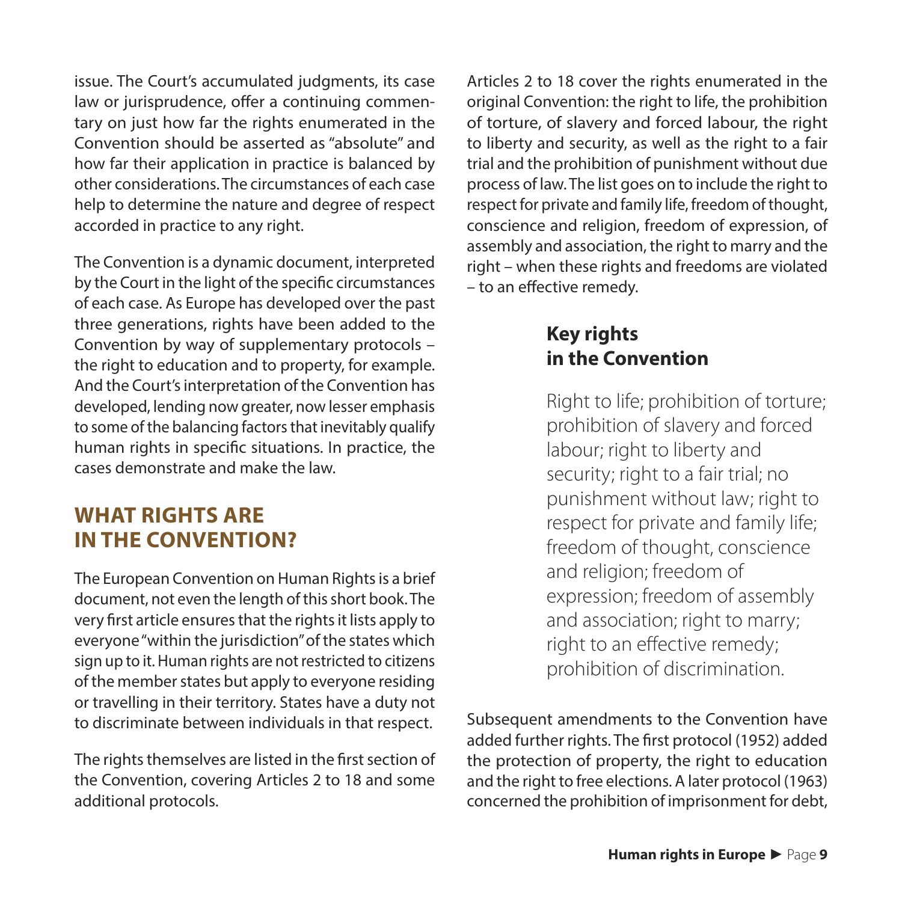issue. The Court's accumulated judgments, its case law or jurisprudence, offer a continuing commentary on just how far the rights enumerated in the Convention should be asserted as "absolute" and how far their application in practice is balanced by other considerations. The circumstances of each case help to determine the nature and degree of respect accorded in practice to any right.

The Convention is a dynamic document, interpreted by the Court in the light of the specific circumstances of each case. As Europe has developed over the past three generations, rights have been added to the Convention by way of supplementary protocols – the right to education and to property, for example. And the Court's interpretation of the Convention has developed, lending now greater, now lesser emphasis to some of the balancing factors that inevitably qualify human rights in specific situations. In practice, the cases demonstrate and make the law.

## WHAT RIGHTS ARE IN THE CONVENTION?

The European Convention on Human Rights is a brief document, not even the length of this short book. The very first article ensures that the rights it lists apply to everyone "within the jurisdiction" of the states which sign up to it. Human rights are not restricted to citizens of the member states but apply to everyone residing or travelling in their territory. States have a duty not to discriminate between individuals in that respect.

The rights themselves are listed in the first section of the Convention, covering Articles 2 to 18 and some additional protocols.

Articles 2 to 18 cover the rights enumerated in the original Convention: the right to life, the prohibition of torture, of slavery and forced labour, the right to liberty and security, as well as the right to a fair trial and the prohibition of punishment without due process of law. The list goes on to include the right to respect for private and family life, freedom of thought, conscience and religion, freedom of expression, of assembly and association, the right to marry and the right – when these rights and freedoms are violated – to an effective remedy.

### Key rights in the Convention

Right to life; prohibition of torture; prohibition of slavery and forced labour; right to liberty and security; right to a fair trial; no punishment without law; right to respect for private and family life; freedom of thought, conscience and religion; freedom of expression; freedom of assembly and association; right to marry; right to an effective remedy; prohibition of discrimination.

Subsequent amendments to the Convention have added further rights. The first protocol (1952) added the protection of property, the right to education and the right to free elections. A later protocol (1963) concerned the prohibition of imprisonment for debt,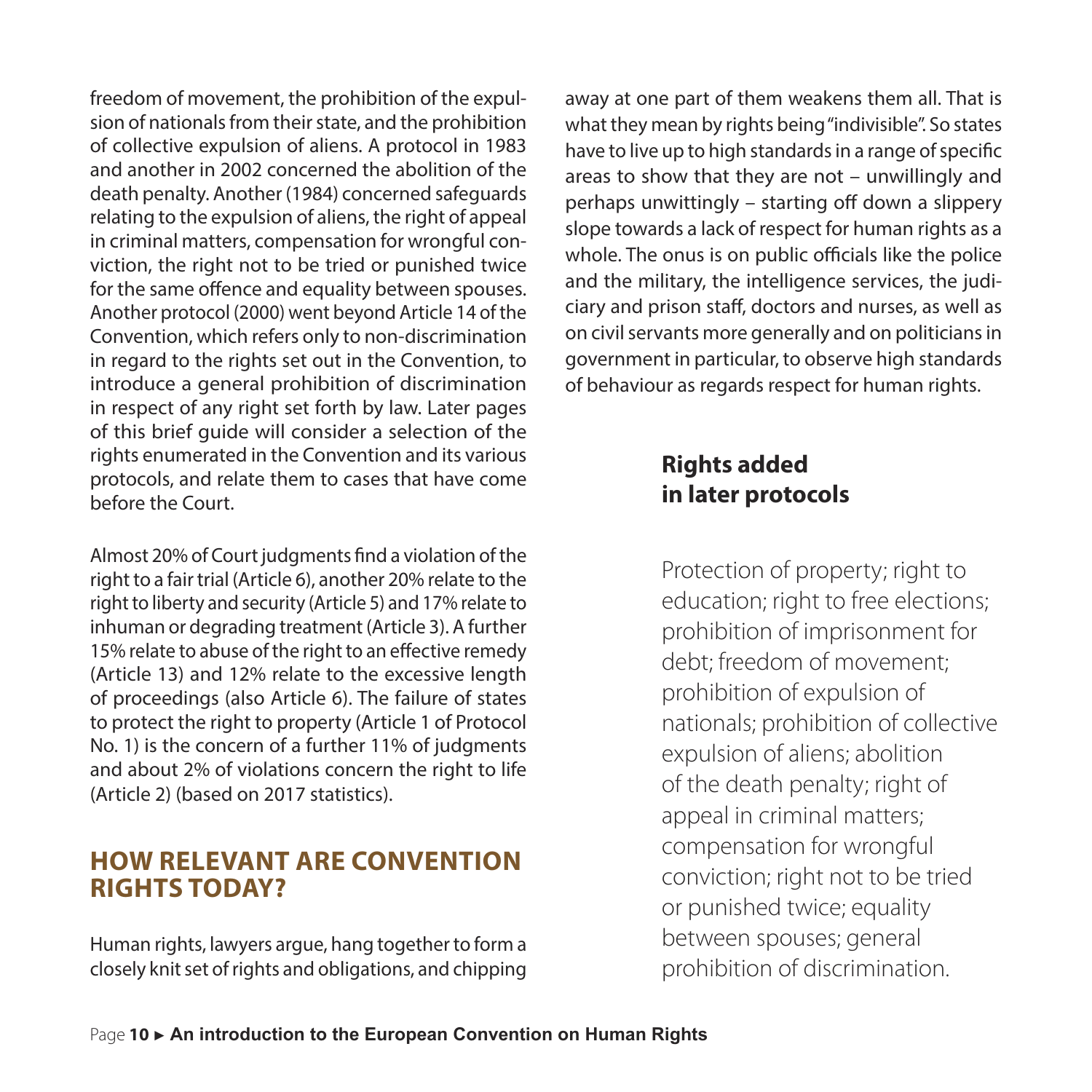freedom of movement, the prohibition of the expulsion of nationals from their state, and the prohibition of collective expulsion of aliens. A protocol in 1983 and another in 2002 concerned the abolition of the death penalty. Another (1984) concerned safeguards relating to the expulsion of aliens, the right of appeal in criminal matters, compensation for wrongful conviction, the right not to be tried or punished twice for the same offence and equality between spouses. Another protocol (2000) went beyond Article 14 of the Convention, which refers only to non-discrimination in regard to the rights set out in the Convention, to introduce a general prohibition of discrimination in respect of any right set forth by law. Later pages of this brief guide will consider a selection of the rights enumerated in the Convention and its various protocols, and relate them to cases that have come before the Court.

Almost 20% of Court judgments find a violation of the right to a fair trial (Article 6), another 20% relate to the right to liberty and security (Article 5) and 17% relate to inhuman or degrading treatment (Article 3). A further 15% relate to abuse of the right to an effective remedy (Article 13) and 12% relate to the excessive length of proceedings (also Article 6). The failure of states to protect the right to property (Article 1 of Protocol No. 1) is the concern of a further 11% of judgments and about 2% of violations concern the right to life (Article 2) (based on 2017 statistics).

## HOW RELEVANT ARE CONVENTION RIGHTS TODAY?

Human rights, lawyers argue, hang together to form a closely knit set of rights and obligations, and chipping away at one part of them weakens them all. That is what they mean by rights being "indivisible". So states have to live up to high standards in a range of specific areas to show that they are not – unwillingly and perhaps unwittingly – starting off down a slippery slope towards a lack of respect for human rights as a whole. The onus is on public officials like the police and the military, the intelligence services, the judiciary and prison staff, doctors and nurses, as well as on civil servants more generally and on politicians in government in particular, to observe high standards of behaviour as regards respect for human rights.

### Rights added in later protocols

Protection of property; right to education; right to free elections; prohibition of imprisonment for debt; freedom of movement; prohibition of expulsion of nationals; prohibition of collective expulsion of aliens; abolition of the death penalty; right of appeal in criminal matters; compensation for wrongful conviction; right not to be tried or punished twice; equality between spouses; general prohibition of discrimination.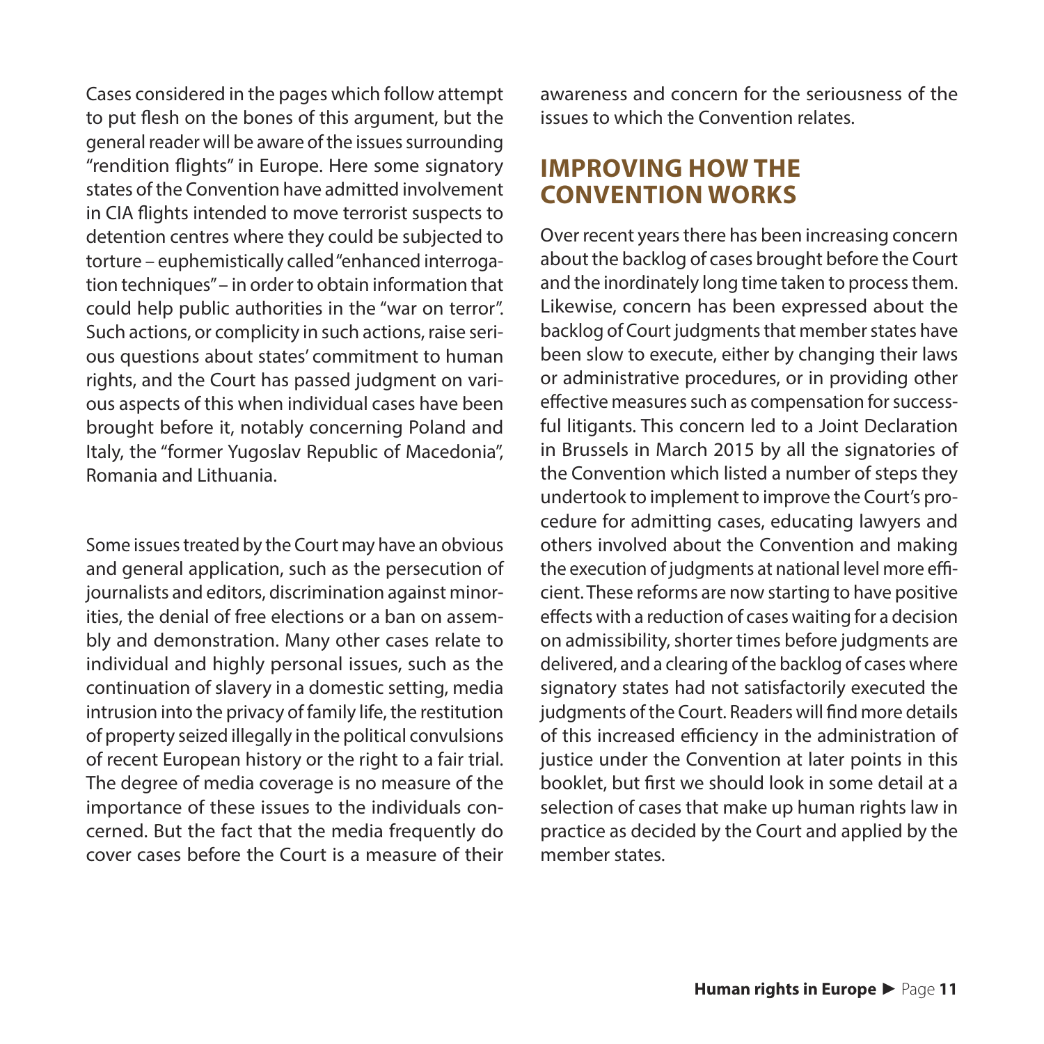Cases considered in the pages which follow attempt to put flesh on the bones of this argument, but the general reader will be aware of the issues surrounding "rendition flights" in Europe. Here some signatory states of the Convention have admitted involvement in CIA flights intended to move terrorist suspects to detention centres where they could be subjected to torture – euphemistically called "enhanced interrogation techniques" – in order to obtain information that could help public authorities in the "war on terror". Such actions, or complicity in such actions, raise serious questions about states' commitment to human rights, and the Court has passed judgment on various aspects of this when individual cases have been brought before it, notably concerning Poland and Italy, the "former Yugoslav Republic of Macedonia", Romania and Lithuania.

Some issues treated by the Court may have an obvious and general application, such as the persecution of journalists and editors, discrimination against minorities, the denial of free elections or a ban on assembly and demonstration. Many other cases relate to individual and highly personal issues, such as the continuation of slavery in a domestic setting, media intrusion into the privacy of family life, the restitution of property seized illegally in the political convulsions of recent European history or the right to a fair trial. The degree of media coverage is no measure of the importance of these issues to the individuals concerned. But the fact that the media frequently do cover cases before the Court is a measure of their awareness and concern for the seriousness of the issues to which the Convention relates.

## IMPROVING HOW THE CONVENTION WORKS

Over recent years there has been increasing concern about the backlog of cases brought before the Court and the inordinately long time taken to process them. Likewise, concern has been expressed about the backlog of Court judgments that member states have been slow to execute, either by changing their laws or administrative procedures, or in providing other effective measures such as compensation for successful litigants. This concern led to a Joint Declaration in Brussels in March 2015 by all the signatories of the Convention which listed a number of steps they undertook to implement to improve the Court's procedure for admitting cases, educating lawyers and others involved about the Convention and making the execution of judgments at national level more efficient. These reforms are now starting to have positive effects with a reduction of cases waiting for a decision on admissibility, shorter times before judgments are delivered, and a clearing of the backlog of cases where signatory states had not satisfactorily executed the judgments of the Court. Readers will find more details of this increased efficiency in the administration of justice under the Convention at later points in this booklet, but first we should look in some detail at a selection of cases that make up human rights law in practice as decided by the Court and applied by the member states.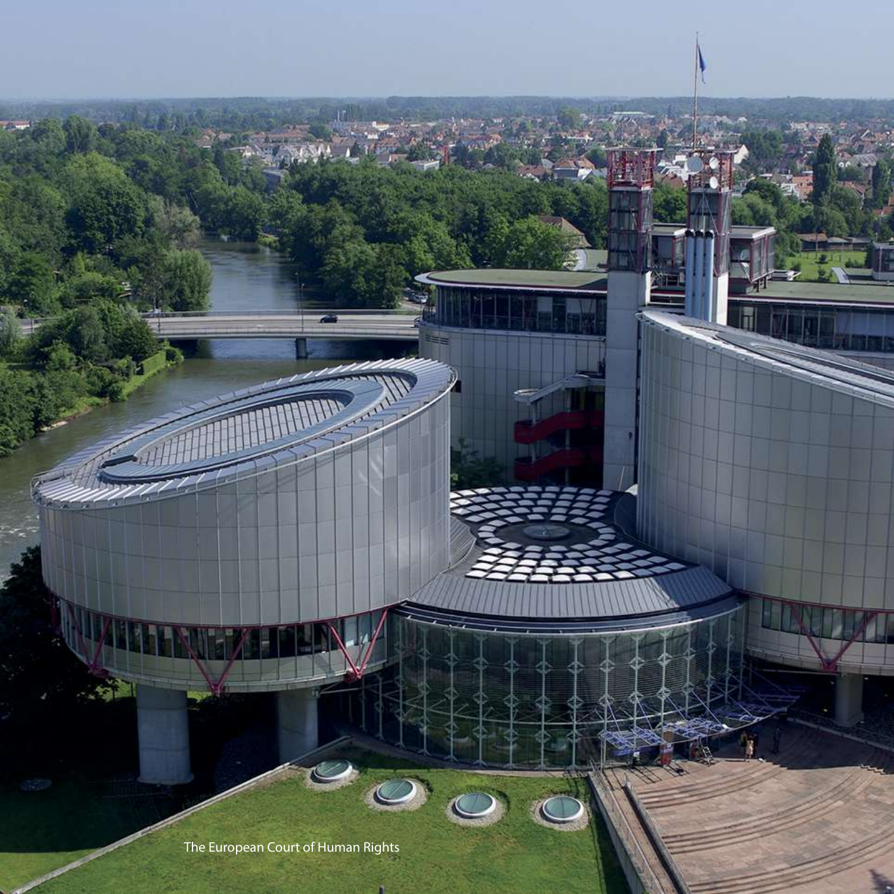The European Court of Human Rights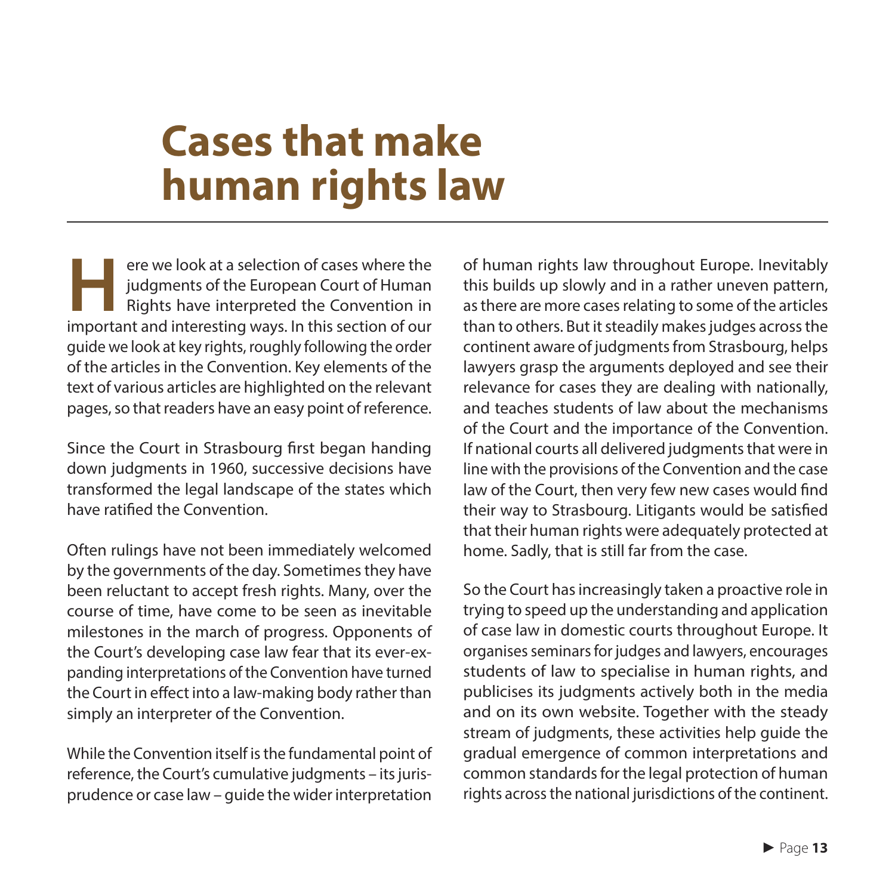# Cases that make human rights law

Here we look at a selection of cases where the judgments of the European Court of Human Rights have interpreted the Convention in important and interesting ways. In this section of our guide we look at key rights, roughly following the order of the articles in the Convention. Key elements of the text of various articles are highlighted on the relevant pages, so that readers have an easy point of reference.

Since the Court in Strasbourg first began handing down judgments in 1960, successive decisions have transformed the legal landscape of the states which have ratified the Convention.

Often rulings have not been immediately welcomed by the governments of the day. Sometimes they have been reluctant to accept fresh rights. Many, over the course of time, have come to be seen as inevitable milestones in the march of progress. Opponents of the Court's developing case law fear that its ever-expanding interpretations of the Convention have turned the Court in effect into a law-making body rather than simply an interpreter of the Convention.

While the Convention itself is the fundamental point of reference, the Court's cumulative judgments – its jurisprudence or case law – guide the wider interpretation of human rights law throughout Europe. Inevitably this builds up slowly and in a rather uneven pattern, as there are more cases relating to some of the articles than to others. But it steadily makes judges across the continent aware of judgments from Strasbourg, helps lawyers grasp the arguments deployed and see their relevance for cases they are dealing with nationally, and teaches students of law about the mechanisms of the Court and the importance of the Convention. If national courts all delivered judgments that were in line with the provisions of the Convention and the case law of the Court, then very few new cases would find their way to Strasbourg. Litigants would be satisfied that their human rights were adequately protected at home. Sadly, that is still far from the case.

So the Court has increasingly taken a proactive role in trying to speed up the understanding and application of case law in domestic courts throughout Europe. It organises seminars for judges and lawyers, encourages students of law to specialise in human rights, and publicises its judgments actively both in the media and on its own website. Together with the steady stream of judgments, these activities help guide the gradual emergence of common interpretations and common standards for the legal protection of human rights across the national jurisdictions of the continent.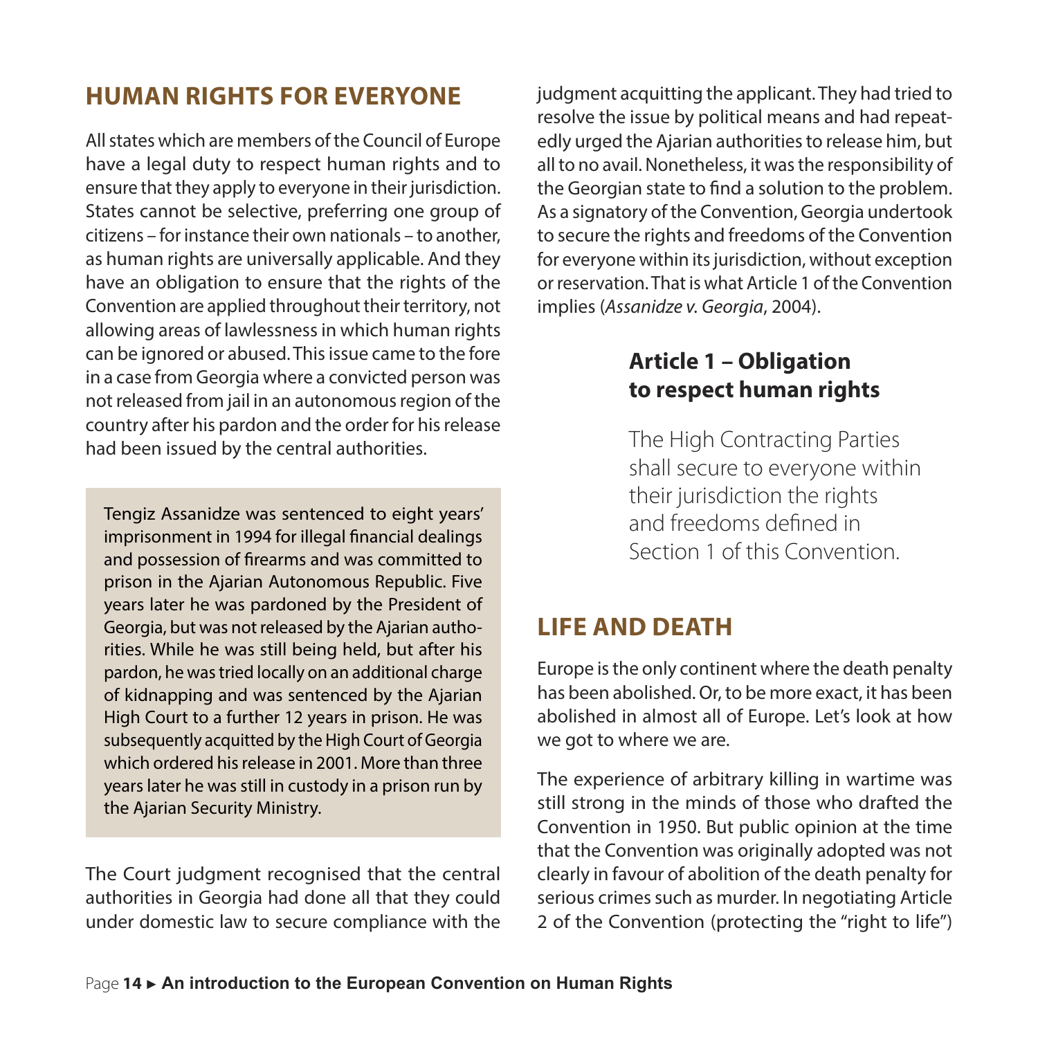## HUMAN RIGHTS FOR EVERYONE

All states which are members of the Council of Europe have a legal duty to respect human rights and to ensure that they apply to everyone in their jurisdiction. States cannot be selective, preferring one group of citizens – for instance their own nationals – to another, as human rights are universally applicable. And they have an obligation to ensure that the rights of the Convention are applied throughout their territory, not allowing areas of lawlessness in which human rights can be ignored or abused. This issue came to the fore in a case from Georgia where a convicted person was not released from jail in an autonomous region of the country after his pardon and the order for his release had been issued by the central authorities.

> Tengiz Assanidze was sentenced to eight years' imprisonment in 1994 for illegal financial dealings and possession of firearms and was committed to prison in the Ajarian Autonomous Republic. Five years later he was pardoned by the President of Georgia, but was not released by the Ajarian authorities. While he was still being held, but after his pardon, he was tried locally on an additional charge of kidnapping and was sentenced by the Ajarian High Court to a further 12 years in prison. He was subsequently acquitted by the High Court of Georgia which ordered his release in 2001. More than three years later he was still in custody in a prison run by the Ajarian Security Ministry.

The Court judgment recognised that the central authorities in Georgia had done all that they could under domestic law to secure compliance with the judgment acquitting the applicant. They had tried to resolve the issue by political means and had repeatedly urged the Ajarian authorities to release him, but all to no avail. Nonetheless, it was the responsibility of the Georgian state to find a solution to the problem. As a signatory of the Convention, Georgia undertook to secure the rights and freedoms of the Convention for everyone within its jurisdiction, without exception or reservation. That is what Article 1 of the Convention implies (*Assanidze v. Georgia*, 2004).

### Article 1 – Obligation to respect human rights

> The High Contracting Parties shall secure to everyone within their jurisdiction the rights and freedoms defined in Section 1 of this Convention.

## LIFE AND DEATH

Europe is the only continent where the death penalty has been abolished. Or, to be more exact, it has been abolished in almost all of Europe. Let's look at how we got to where we are.

The experience of arbitrary killing in wartime was still strong in the minds of those who drafted the Convention in 1950. But public opinion at the time that the Convention was originally adopted was not clearly in favour of abolition of the death penalty for serious crimes such as murder. In negotiating Article 2 of the Convention (protecting the "right to life")